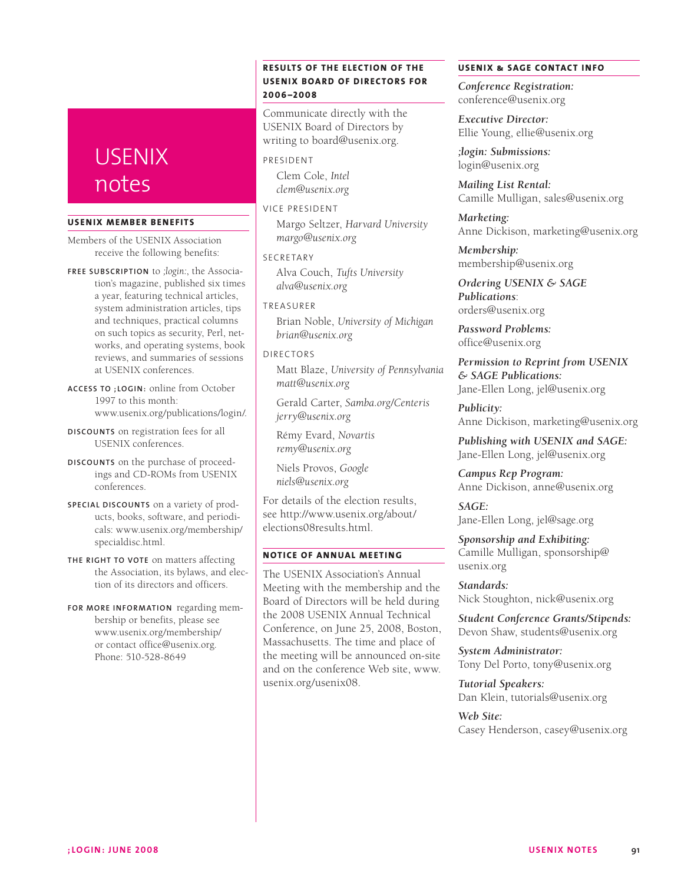# USENIX notes

## USENIX MEMBER BENEFITS

Members of the USENIX Association receive the following benefits:

**FREE SUBSCRIPTION** to *;login:*, the Association's magazine, published six times a year, featuring technical articles, system administration articles, tips and techniques, practical columns on such topics as security, Perl, networks, and operating systems, book reviews, and summaries of sessions at USENIX conferences.

**ACCESS TO ;LOGIN:** online from October 1997 to this month: www.usenix.org/publications/login/.

**DISCOUNTS** on registration fees for all USENIX conferences.

**DISCOUNTS** on the purchase of proceedings and CD-ROMs from USENIX conferences.

**SPECIAL DISCOUNTS** on a variety of products, books, software, and periodicals: www.usenix.org/membership/specialdisc.html.

**THE RIGHT TO VOTE** on matters affecting the Association, its bylaws, and election of its directors and officers.

**FOR MORE INFORMATION** regarding membership or benefits, please see www.usenix.org/membership/ or contact office@usenix.org. Phone: 510-528-8649

## RESULTS OF THE ELECTION OF THE USENIX BOARD OF DIRECTORS FOR 2006–2008

Communicate directly with the USENIX Board of Directors by writing to board@usenix.org.

PRESIDENT

Clem Cole, *Intel*
*clem@usenix.org*

VICE PRESIDENT

Margo Seltzer, *Harvard University*
*margo@usenix.org*

SECRETARY

Alva Couch, *Tufts University*
*alva@usenix.org*

TREASURER

Brian Noble, *University of Michigan*
*brian@usenix.org*

DIRECTORS

Matt Blaze, *University of Pennsylvania*
*matt@usenix.org*

Gerald Carter, *Samba.org/Centeris*
*jerry@usenix.org*

Rémy Evard, *Novartis*
*remy@usenix.org*

Niels Provos, *Google*
*niels@usenix.org*

For details of the election results, see http://www.usenix.org/about/elections08results.html.

## NOTICE OF ANNUAL MEETING

The USENIX Association's Annual Meeting with the membership and the Board of Directors will be held during the 2008 USENIX Annual Technical Conference, on June 25, 2008, Boston, Massachusetts. The time and place of the meeting will be announced on-site and on the conference Web site, www.usenix.org/usenix08.

## USENIX & SAGE CONTACT INFO

***Conference Registration:***
conference@usenix.org

***Executive Director:***
Ellie Young, ellie@usenix.org

***;login: Submissions:***
login@usenix.org

***Mailing List Rental:***
Camille Mulligan, sales@usenix.org

***Marketing:***
Anne Dickison, marketing@usenix.org

***Membership:***
membership@usenix.org

***Ordering USENIX & SAGE Publications:***
orders@usenix.org

***Password Problems:***
office@usenix.org

***Permission to Reprint from USENIX & SAGE Publications:***
Jane-Ellen Long, jel@usenix.org

***Publicity:***
Anne Dickison, marketing@usenix.org

***Publishing with USENIX and SAGE:***
Jane-Ellen Long, jel@usenix.org

***Campus Rep Program:***
Anne Dickison, anne@usenix.org

***SAGE:***
Jane-Ellen Long, jel@sage.org

***Sponsorship and Exhibiting:***
Camille Mulligan, sponsorship@usenix.org

***Standards:***
Nick Stoughton, nick@usenix.org

***Student Conference Grants/Stipends:***
Devon Shaw, students@usenix.org

***System Administrator:***
Tony Del Porto, tony@usenix.org

***Tutorial Speakers:***
Dan Klein, tutorials@usenix.org

***Web Site:***
Casey Henderson, casey@usenix.org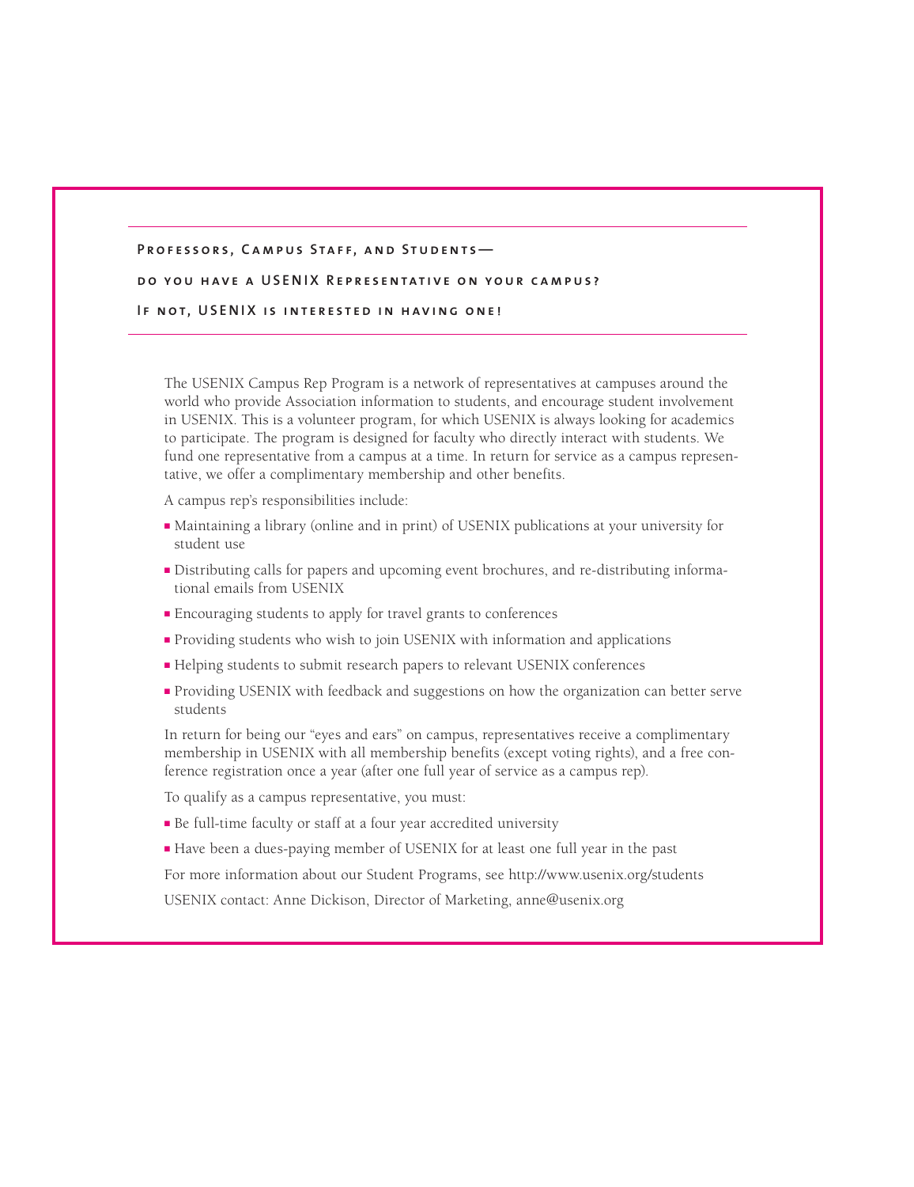## Professors, Campus Staff, and Students— do you have a USENIX Representative on your campus? If not, USENIX is interested in having one!

The USENIX Campus Rep Program is a network of representatives at campuses around the world who provide Association information to students, and encourage student involvement in USENIX. This is a volunteer program, for which USENIX is always looking for academics to participate. The program is designed for faculty who directly interact with students. We fund one representative from a campus at a time. In return for service as a campus representative, we offer a complimentary membership and other benefits.

A campus rep's responsibilities include:

- Maintaining a library (online and in print) of USENIX publications at your university for student use
- Distributing calls for papers and upcoming event brochures, and re-distributing informational emails from USENIX
- Encouraging students to apply for travel grants to conferences
- Providing students who wish to join USENIX with information and applications
- Helping students to submit research papers to relevant USENIX conferences
- Providing USENIX with feedback and suggestions on how the organization can better serve students

In return for being our "eyes and ears" on campus, representatives receive a complimentary membership in USENIX with all membership benefits (except voting rights), and a free conference registration once a year (after one full year of service as a campus rep).

To qualify as a campus representative, you must:

- Be full-time faculty or staff at a four year accredited university
- Have been a dues-paying member of USENIX for at least one full year in the past

For more information about our Student Programs, see http://www.usenix.org/students

USENIX contact: Anne Dickison, Director of Marketing, anne@usenix.org